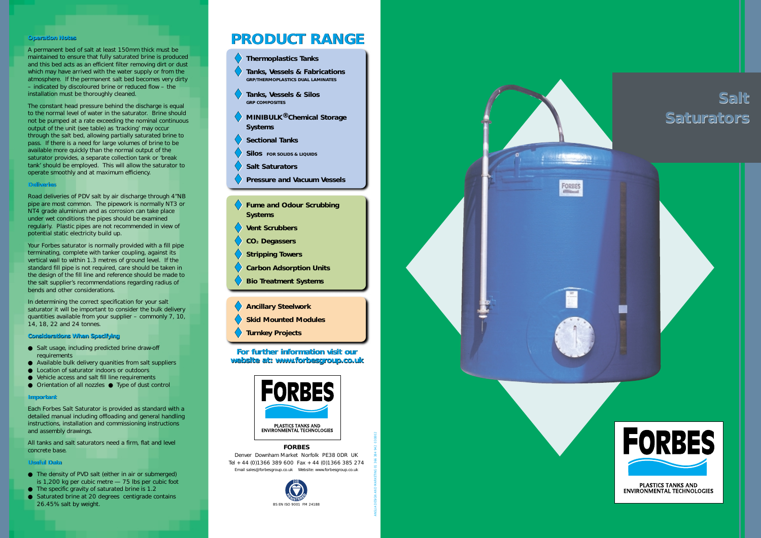## Operation Notes

A permanent bed of salt at least 150mm thick must be maintained to ensure that fully saturated brine is produced and this bed acts as an efficient filter removing dirt or dust which may have arrived with the water supply or from the atmosphere. If the permanent salt bed becomes very dirty – indicated by discoloured brine or reduced flow – the installation must be thoroughly cleaned.

The constant head pressure behind the discharge is equal to the normal level of water in the saturator. Brine should not be pumped at a rate exceeding the nominal continuous output of the unit (see table) as 'tracking' may occur through the salt bed, allowing partially saturated brine to pass. If there is a need for large volumes of brine to be available more quickly than the normal output of the saturator provides, a separate collection tank or 'break tank' should be employed. This will allow the saturator to operate smoothly and at maximum efficiency.

## Deliveries

Road deliveries of PDV salt by air discharge through 4"NB pipe are most common. The pipework is normally NT3 or NT4 grade aluminium and as corrosion can take place under wet conditions the pipes should be examined regularly. Plastic pipes are not recommended in view of potential static electricity build up.

Your Forbes saturator is normally provided with a fill pipe terminating, complete with tanker coupling, against its vertical wall to within 1.3 metres of ground level. If the standard fill pipe is not required, care should be taken in the design of the fill line and reference should be made to the salt supplier's recommendations regarding radius of bends and other considerations.

In determining the correct specification for your salt saturator it will be important to consider the bulk delivery quantities available from your supplier – commonly 7, 10, 14, 18, 22 and 24 tonnes.

## Considerations When Specifying

- Salt usage, including predicted brine draw-off requirements
- Available bulk delivery quantities from salt suppliers
- Location of saturator indoors or outdoors
- Vehicle access and salt fill line requirements
- Orientation of all nozzles
- Type of dust control

## Important

Each Forbes Salt Saturator is provided as standard with a detailed manual including offloading and general handling instructions, installation and commissioning instructions and assembly drawings.

All tanks and salt saturators need a firm, flat and level concrete base.

## Useful Data

- The density of PVD salt (either in air or submerged) is 1,200 kg per cubic metre — 75 lbs per cubic foot
- The specific gravity of saturated brine is 1.2
- Saturated brine at 20 degrees centigrade contains 26.45% salt by weight.

# PRODUCT RANGE

- **Thermoplastics Tanks**
- **Tanks, Vessels & Fabrications**
  GRP/THERMOPLASTICS DUAL LAMINATES
- **Tanks, Vessels & Silos**
  GRP COMPOSITES
- **MINIBULK® Chemical Storage Systems**
- **Sectional Tanks**
- **Silos** FOR SOLIDS & LIQUIDS
- **Salt Saturators**
- **Pressure and Vacuum Vessels**

- **Fume and Odour Scrubbing Systems**
- **Vent Scrubbers**
- **$CO_2$ Degassers**
- **Stripping Towers**
- **Carbon Adsorption Units**
- **Bio Treatment Systems**

- **Ancillary Steelwork**
- **Skid Mounted Modules**
- **Turnkey Projects**

**For further information visit our website at: www.forbesgroup.co.uk**

FORBES
PLASTICS TANKS AND ENVIRONMENTAL TECHNOLOGIES

**FORBES**
Denver Downham Market Norfolk PE38 0DR UK
Tel +44 (0)1366 389 600 Fax +44 (0)1366 385 274
Email sales@forbesgroup.co.uk Website: www.forbesgroup.co.uk

BS EN ISO 9001 FM 24188

# Salt Saturators

FORBES
PLASTICS TANKS AND ENVIRONMENTAL TECHNOLOGIES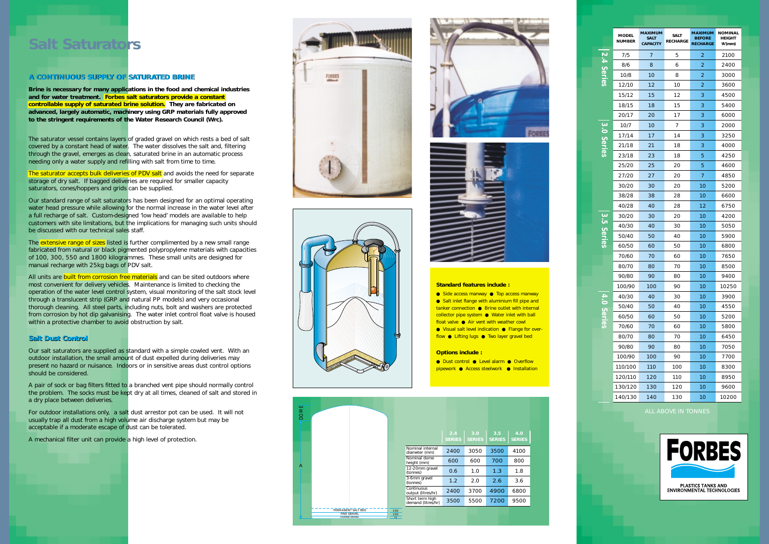# Salt Saturators

## A CONTINUOUS SUPPLY OF SATURATED BRINE

**Brine is necessary for many applications in the food and chemical industries and for water treatment. Forbes salt saturators provide a constant controllable supply of saturated brine solution. They are fabricated on advanced, largely automatic, machinery using GRP materials fully approved to the stringent requirements of the Water Research Council (Wrc).**

The saturator vessel contains layers of graded gravel on which rests a bed of salt covered by a constant head of water. The water dissolves the salt and, filtering through the gravel, emerges as clean, saturated brine in an automatic process needing only a water supply and refilling with salt from time to time.

The saturator accepts bulk deliveries of PDV salt and avoids the need for separate storage of dry salt. If bagged deliveries are required for smaller capacity saturators, cones/hoppers and grids can be supplied.

Our standard range of salt saturators has been designed for an optimal operating water head pressure while allowing for the normal increase in the water level after a full recharge of salt. Custom-designed 'low head' models are available to help customers with site limitations, but the implications for managing such units should be discussed with our technical sales staff.

The extensive range of sizes listed is further complimented by a new small range fabricated from natural or black pigmented polypropylene materials with capacities of 100, 300, 550 and 1800 kilogrammes. These small units are designed for manual recharge with 25kg bags of PDV salt.

All units are built from corrosion free materials and can be sited outdoors where most convenient for delivery vehicles. Maintenance is limited to checking the operation of the water level control system, visual monitoring of the salt stock level through a translucent strip (GRP and natural PP models) and very occasional thorough cleaning. All steel parts, including nuts, bolt and washers are protected from corrosion by hot dip galvanising. The water inlet control float valve is housed within a protective chamber to avoid obstruction by salt.

## Salt Dust Control

Our salt saturators are supplied as standard with a simple cowled vent. With an outdoor installation, the small amount of dust expelled during deliveries may present no hazard or nuisance. Indoors or in sensitive areas dust control options should be considered.

A pair of sock or bag filters fitted to a branched vent pipe should normally control the problem. The socks must be kept dry at all times, cleaned of salt and stored in a dry place between deliveries.

For outdoor installations only, a salt dust arrestor pot can be used. It will not usually trap all dust from a high volume air discharge system but may be acceptable if a moderate escape of dust can be tolerated.

A mechanical filter unit can provide a high level of protection.

**Standard features include :**

- Side access manway
- Top access manway
- Salt inlet flange with aluminium fill pipe and tanker connection
- Brine outlet with internal collector pipe system
- Water inlet with ball float valve
- Air vent with weather cowl
- Visual salt level indication
- Flange for over-flow
- Lifting lugs
- Two layer gravel bed

**Options include :**

- Dust control
- Level alarm
- Overflow pipework
- Access steelwork
- Installation

DOME

A

PERMANENT SALT BED

FINE GRAVEL

COARSE GRAVEL

150

150

|  | 2.4 SERIES | 3.0 SERIES | 3.5 SERIES | 4.0 SERIES |
|---|---|---|---|---|
| Nominal internal diameter (mm) | 2400 | 3050 | 3500 | 4100 |
| Nominal dome height (mm) | 600 | 600 | 700 | 800 |
| 12-20mm gravel (tonnes) | 0.6 | 1.0 | 1.3 | 1.8 |
| 3-6mm gravel (tonnes) | 1.2 | 2.0 | 2.6 | 3.6 |
| Continuous output (litres/hr) | 2400 | 3700 | 4900 | 6800 |
| Short term high demand (litres/hr) | 3500 | 5500 | 7200 | 9500 |

| Series | MODEL NUMBER | MAXIMUM SALT CAPACITY | SALT RECHARGE | MAXIMUM BEFORE RECHARGE | NOMINAL HEIGHT 'A'(mm) |
|---|---|---|---|---|---|
| 2.4 Series | 7/5 | 7 | 5 | 2 | 2100 |
|  | 8/6 | 8 | 6 | 2 | 2400 |
|  | 10/8 | 10 | 8 | 2 | 3000 |
|  | 12/10 | 12 | 10 | 2 | 3600 |
|  | 15/12 | 15 | 12 | 3 | 4500 |
|  | 18/15 | 18 | 15 | 3 | 5400 |
|  | 20/17 | 20 | 17 | 3 | 6000 |
| 3.0 Series | 10/7 | 10 | 7 | 3 | 2000 |
|  | 17/14 | 17 | 14 | 3 | 3250 |
|  | 21/18 | 21 | 18 | 3 | 4000 |
|  | 23/18 | 23 | 18 | 5 | 4250 |
|  | 25/20 | 25 | 20 | 5 | 4600 |
|  | 27/20 | 27 | 20 | 7 | 4850 |
|  | 30/20 | 30 | 20 | 10 | 5200 |
|  | 38/28 | 38 | 28 | 10 | 6600 |
|  | 40/28 | 40 | 28 | 12 | 6750 |
| 3.5 Series | 30/20 | 30 | 20 | 10 | 4200 |
|  | 40/30 | 40 | 30 | 10 | 5050 |
|  | 50/40 | 50 | 40 | 10 | 5900 |
|  | 60/50 | 60 | 50 | 10 | 6800 |
|  | 70/60 | 70 | 60 | 10 | 7650 |
|  | 80/70 | 80 | 70 | 10 | 8500 |
|  | 90/80 | 90 | 80 | 10 | 9400 |
|  | 100/90 | 100 | 90 | 10 | 10250 |
| 4.0 Series | 40/30 | 40 | 30 | 10 | 3900 |
|  | 50/40 | 50 | 40 | 10 | 4550 |
|  | 60/50 | 60 | 50 | 10 | 5200 |
|  | 70/60 | 70 | 60 | 10 | 5800 |
|  | 80/70 | 80 | 70 | 10 | 6450 |
|  | 90/80 | 90 | 80 | 10 | 7050 |
|  | 100/90 | 100 | 90 | 10 | 7700 |
|  | 110/100 | 110 | 100 | 10 | 8300 |
|  | 120/110 | 120 | 110 | 10 | 8950 |
|  | 130/120 | 130 | 120 | 10 | 9600 |
|  | 140/130 | 140 | 130 | 10 | 10200 |

ALL ABOVE IN TONNES

FORBES

PLASTICS TANKS AND ENVIRONMENTAL TECHNOLOGIES